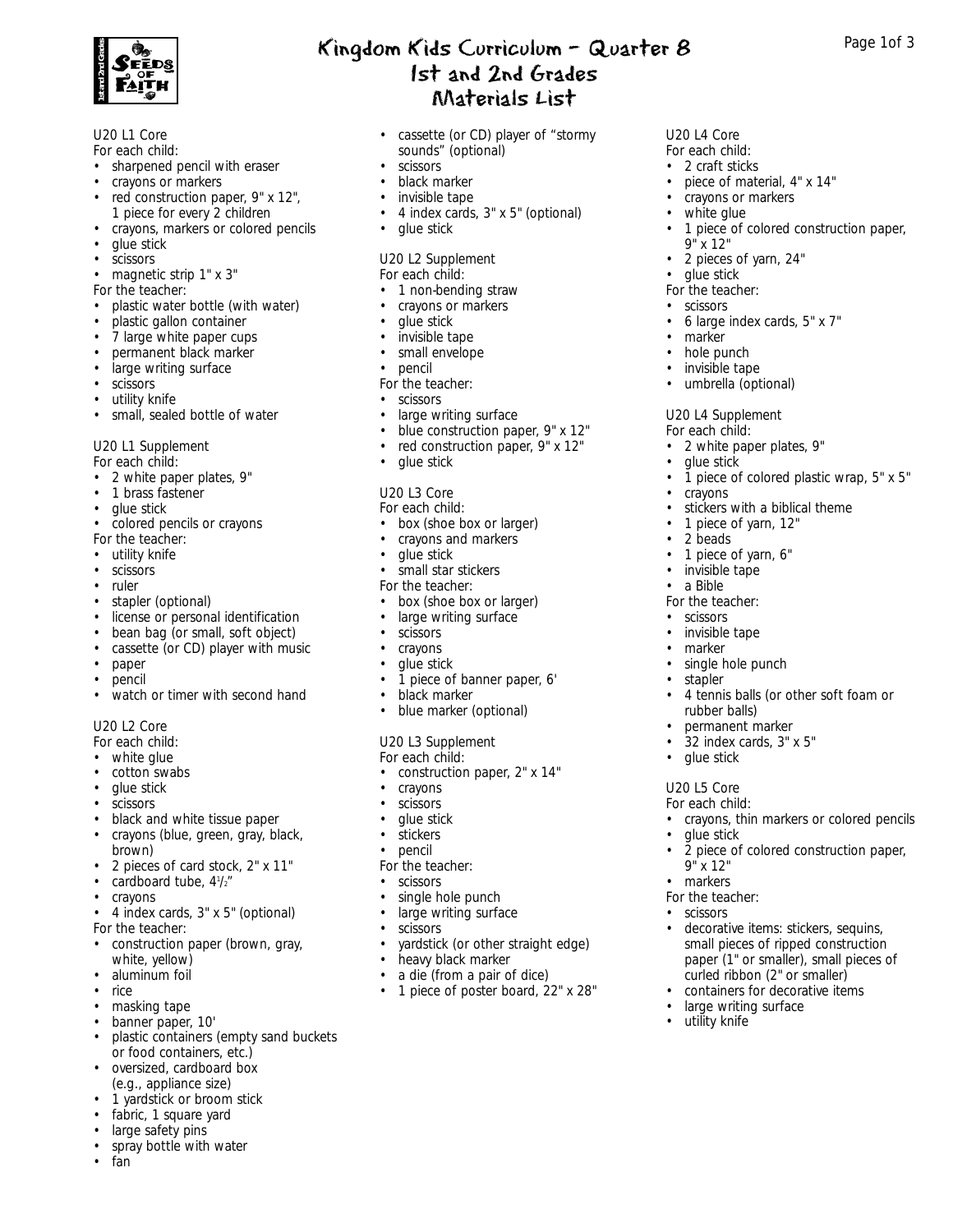# Kingdom Kids Curriculum - Quarter 8
## 1st and 2nd Grades
## Materials List

U20 L1 Core
For each child:
- sharpened pencil with eraser
- crayons or markers
- red construction paper, 9" x 12", 1 piece for every 2 children
- crayons, markers or colored pencils
- glue stick
- scissors
- magnetic strip 1" x 3"

For the teacher:
- plastic water bottle (with water)
- plastic gallon container
- 7 large white paper cups
- permanent black marker
- large writing surface
- scissors
- utility knife
- small, sealed bottle of water

U20 L1 Supplement
For each child:
- 2 white paper plates, 9"
- 1 brass fastener
- glue stick
- colored pencils or crayons

For the teacher:
- utility knife
- scissors
- ruler
- stapler (optional)
- license or personal identification
- bean bag (or small, soft object)
- cassette (or CD) player with music
- paper
- pencil
- watch or timer with second hand

U20 L2 Core
For each child:
- white glue
- cotton swabs
- glue stick
- scissors
- black and white tissue paper
- crayons (blue, green, gray, black, brown)
- 2 pieces of card stock, 2" x 11"
- cardboard tube, 4½"
- crayons
- 4 index cards, 3" x 5" (optional)

For the teacher:
- construction paper (brown, gray, white, yellow)
- aluminum foil
- rice
- masking tape
- banner paper, 10'
- plastic containers (empty sand buckets or food containers, etc.)
- oversized, cardboard box (e.g., appliance size)
- 1 yardstick or broom stick
- fabric, 1 square yard
- large safety pins
- spray bottle with water
- fan
- cassette (or CD) player of "stormy sounds" (optional)
- scissors
- black marker
- invisible tape
- 4 index cards, 3" x 5" (optional)
- glue stick

U20 L2 Supplement
For each child:
- 1 non-bending straw
- crayons or markers
- glue stick
- invisible tape
- small envelope
- pencil

For the teacher:
- scissors
- large writing surface
- blue construction paper, 9" x 12"
- red construction paper, 9" x 12"
- glue stick

U20 L3 Core
For each child:
- box (shoe box or larger)
- crayons and markers
- glue stick
- small star stickers

For the teacher:
- box (shoe box or larger)
- large writing surface
- scissors
- crayons
- glue stick
- 1 piece of banner paper, 6'
- black marker
- blue marker (optional)

U20 L3 Supplement
For each child:
- construction paper, 2" x 14"
- crayons
- scissors
- glue stick
- stickers
- pencil

For the teacher:
- scissors
- single hole punch
- large writing surface
- scissors
- yardstick (or other straight edge)
- heavy black marker
- a die (from a pair of dice)
- 1 piece of poster board, 22" x 28"

U20 L4 Core
For each child:
- 2 craft sticks
- piece of material, 4" x 14"
- crayons or markers
- white glue
- 1 piece of colored construction paper, 9" x 12"
- 2 pieces of yarn, 24"
- glue stick

For the teacher:
- scissors
- 6 large index cards, 5" x 7"
- marker
- hole punch
- invisible tape
- umbrella (optional)

U20 L4 Supplement
For each child:
- 2 white paper plates, 9"
- glue stick
- 1 piece of colored plastic wrap, 5" x 5"
- crayons
- stickers with a biblical theme
- 1 piece of yarn, 12"
- 2 beads
- 1 piece of yarn, 6"
- invisible tape
- a Bible

For the teacher:
- scissors
- invisible tape
- marker
- single hole punch
- stapler
- 4 tennis balls (or other soft foam or rubber balls)
- permanent marker
- 32 index cards, 3" x 5"
- glue stick

U20 L5 Core
For each child:
- crayons, thin markers or colored pencils
- glue stick
- 2 piece of colored construction paper, 9" x 12"
- markers

For the teacher:
- scissors
- decorative items: stickers, sequins, small pieces of ripped construction paper (1" or smaller), small pieces of curled ribbon (2" or smaller)
- containers for decorative items
- large writing surface
- utility knife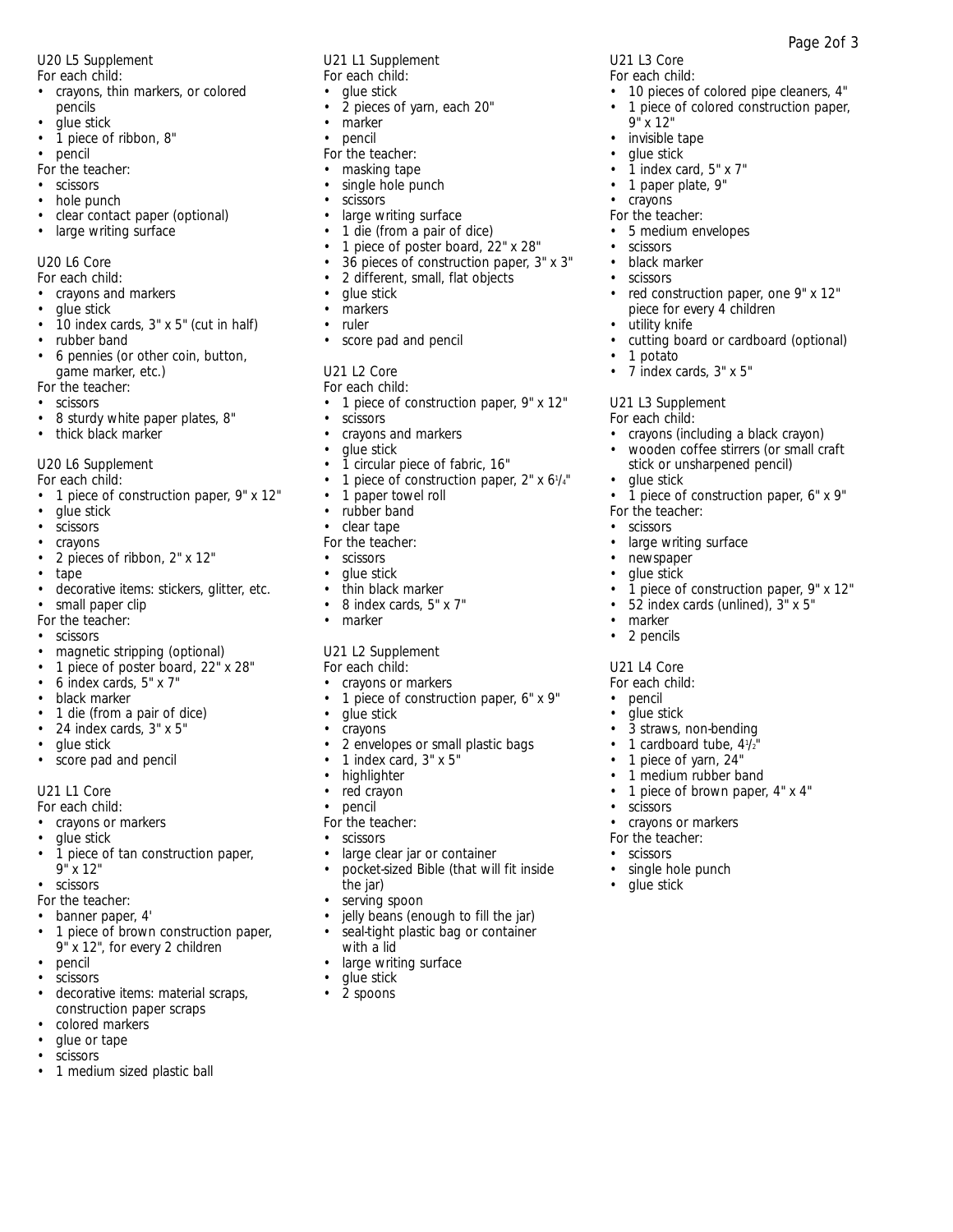### U20 L5 Supplement

For each child:

- crayons, thin markers, or colored pencils
- glue stick
- 1 piece of ribbon, 8"
- pencil

For the teacher:

- scissors
- hole punch
- clear contact paper (optional)
- large writing surface

### U20 L6 Core

For each child:

- crayons and markers
- glue stick
- 10 index cards, 3" x 5" (cut in half)
- rubber band
- 6 pennies (or other coin, button, game marker, etc.)

For the teacher:

- scissors
- 8 sturdy white paper plates, 8"
- thick black marker

### U20 L6 Supplement

For each child:

- 1 piece of construction paper, 9" x 12"
- glue stick
- scissors
- crayons
- 2 pieces of ribbon, 2" x 12"
- tape
- decorative items: stickers, glitter, etc.
- small paper clip

For the teacher:

- scissors
- magnetic stripping (optional)
- 1 piece of poster board, 22" x 28"
- 6 index cards, 5" x 7"
- black marker
- 1 die (from a pair of dice)
- 24 index cards, 3" x 5"
- glue stick
- score pad and pencil

### U21 L1 Core

For each child:

- crayons or markers
- glue stick
- 1 piece of tan construction paper, 9" x 12"
- scissors

For the teacher:

- banner paper, 4'
- 1 piece of brown construction paper, 9" x 12", for every 2 children
- pencil
- scissors
- decorative items: material scraps, construction paper scraps
- colored markers
- glue or tape
- scissors
- 1 medium sized plastic ball

### U21 L1 Supplement

For each child:

- glue stick
- 2 pieces of yarn, each 20"
- marker
- pencil

For the teacher:

- masking tape
- single hole punch
- scissors
- large writing surface
- 1 die (from a pair of dice)
- 1 piece of poster board, 22" x 28"
- 36 pieces of construction paper, 3" x 3"
- 2 different, small, flat objects
- glue stick
- markers
- ruler
- score pad and pencil

### U21 L2 Core

For each child:

- 1 piece of construction paper, 9" x 12"
- scissors
- crayons and markers
- glue stick
- 1 circular piece of fabric, 16"
- 1 piece of construction paper, 2" x 6 1/4"
- 1 paper towel roll
- rubber band
- clear tape

For the teacher:

- scissors
- glue stick
- thin black marker
- 8 index cards, 5" x 7"
- marker

### U21 L2 Supplement

For each child:

- crayons or markers
- 1 piece of construction paper, 6" x 9"
- glue stick
- crayons
- 2 envelopes or small plastic bags
- 1 index card, 3" x 5"
- highlighter
- red crayon
- pencil

For the teacher:

- scissors
- large clear jar or container
- pocket-sized Bible (that will fit inside the jar)
- serving spoon
- jelly beans (enough to fill the jar)
- seal-tight plastic bag or container with a lid
- large writing surface
- glue stick
- 2 spoons

### U21 L3 Core

For each child:

- 10 pieces of colored pipe cleaners, 4"
- 1 piece of colored construction paper, 9" x 12"
- invisible tape
- glue stick
- 1 index card, 5" x 7"
- 1 paper plate, 9"
- crayons

For the teacher:

- 5 medium envelopes
- scissors
- black marker
- scissors
- red construction paper, one 9" x 12" piece for every 4 children
- utility knife
- cutting board or cardboard (optional)
- 1 potato
- 7 index cards, 3" x 5"

### U21 L3 Supplement

For each child:

- crayons (including a black crayon)
- wooden coffee stirrers (or small craft stick or unsharpened pencil)
- glue stick
- 1 piece of construction paper, 6" x 9"

For the teacher:

- scissors
- large writing surface
- newspaper
- glue stick
- 1 piece of construction paper, 9" x 12"
- 52 index cards (unlined), 3" x 5"
- marker
- 2 pencils

### U21 L4 Core

For each child:

- pencil
- glue stick
- 3 straws, non-bending
- 1 cardboard tube, 4 1/2"
- 1 piece of yarn, 24"
- 1 medium rubber band
- 1 piece of brown paper, 4" x 4"
- scissors
- crayons or markers

For the teacher:

- scissors
- single hole punch
- glue stick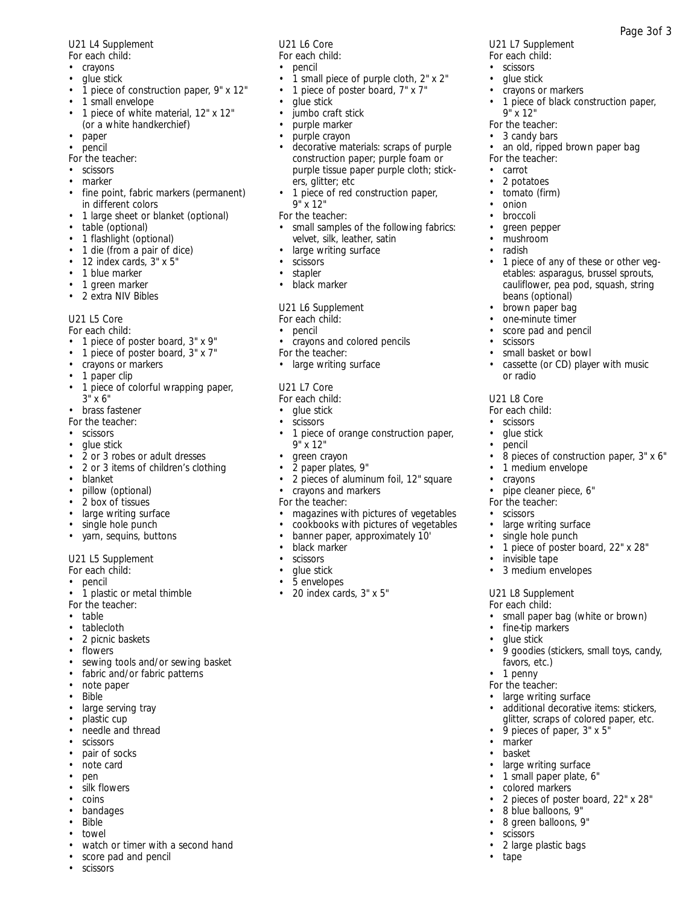U21 L4 Supplement

For each child:

- crayons
- glue stick
- 1 piece of construction paper, 9" x 12"
- 1 small envelope
- 1 piece of white material, 12" x 12" (or a white handkerchief)
- paper
- pencil

For the teacher:

- scissors
- marker
- fine point, fabric markers (permanent) in different colors
- 1 large sheet or blanket (optional)
- table (optional)
- 1 flashlight (optional)
- 1 die (from a pair of dice)
- 12 index cards, 3" x 5"
- 1 blue marker
- 1 green marker
- 2 extra NIV Bibles

U21 L5 Core

For each child:

- 1 piece of poster board, 3" x 9"
- 1 piece of poster board, 3" x 7"
- crayons or markers
- 1 paper clip
- 1 piece of colorful wrapping paper, 3" x 6"
- brass fastener

For the teacher:

- scissors
- glue stick
- 2 or 3 robes or adult dresses
- 2 or 3 items of children's clothing
- blanket
- pillow (optional)
- 2 box of tissues
- large writing surface
- single hole punch
- yarn, sequins, buttons

U21 L5 Supplement

For each child:

- pencil
- 1 plastic or metal thimble

For the teacher:

- table
- tablecloth
- 2 picnic baskets
- flowers
- sewing tools and/or sewing basket
- fabric and/or fabric patterns
- note paper
- Bible
- large serving tray
- plastic cup
- needle and thread
- scissors
- pair of socks
- note card
- pen
- silk flowers
- coins
- bandages
- Bible
- towel
- watch or timer with a second hand
- score pad and pencil
- scissors

U21 L6 Core

For each child:

- pencil
- 1 small piece of purple cloth, 2" x 2"
- 1 piece of poster board, 7" x 7"
- glue stick
- jumbo craft stick
- purple marker
- purple crayon
- decorative materials: scraps of purple construction paper; purple foam or purple tissue paper purple cloth; stickers, glitter; etc
- 1 piece of red construction paper, 9" x 12"

For the teacher:

- small samples of the following fabrics: velvet, silk, leather, satin
- large writing surface
- scissors
- stapler
- black marker

U21 L6 Supplement

For each child:

- pencil
- crayons and colored pencils

For the teacher:

- large writing surface

U21 L7 Core

For each child:

- glue stick
- scissors
- 1 piece of orange construction paper, 9" x 12"
- green crayon
- 2 paper plates, 9"
- 2 pieces of aluminum foil, 12" square
- crayons and markers

For the teacher:

- magazines with pictures of vegetables
- cookbooks with pictures of vegetables
- banner paper, approximately 10'
- black marker
- scissors
- glue stick
- 5 envelopes
- 20 index cards, 3" x 5"

U21 L7 Supplement

For each child:

- scissors
- glue stick
- crayons or markers
- 1 piece of black construction paper, 9" x 12"

For the teacher:

- 3 candy bars
- an old, ripped brown paper bag

For the teacher:

- carrot
- 2 potatoes
- tomato (firm)
- onion
- broccoli
- green pepper
- mushroom
- radish
- 1 piece of any of these or other vegetables: asparagus, brussel sprouts, cauliflower, pea pod, squash, string beans (optional)
- brown paper bag
- one-minute timer
- score pad and pencil
- scissors
- small basket or bowl
- cassette (or CD) player with music or radio

U21 L8 Core

For each child:

- scissors
- glue stick
- pencil
- 8 pieces of construction paper, 3" x 6"
- 1 medium envelope
- crayons
- pipe cleaner piece, 6"

For the teacher:

- scissors
- large writing surface
- single hole punch
- 1 piece of poster board, 22" x 28"
- invisible tape
- 3 medium envelopes

U21 L8 Supplement

For each child:

- small paper bag (white or brown)
- fine-tip markers
- glue stick
- 9 goodies (stickers, small toys, candy, favors, etc.)
- 1 penny

For the teacher:

- large writing surface
- additional decorative items: stickers, glitter, scraps of colored paper, etc.
- 9 pieces of paper, 3" x 5"
- marker
- basket
- large writing surface
- 1 small paper plate, 6"
- colored markers
- 2 pieces of poster board, 22" x 28"
- 8 blue balloons, 9"
- 8 green balloons, 9"
- scissors
- 2 large plastic bags
- tape